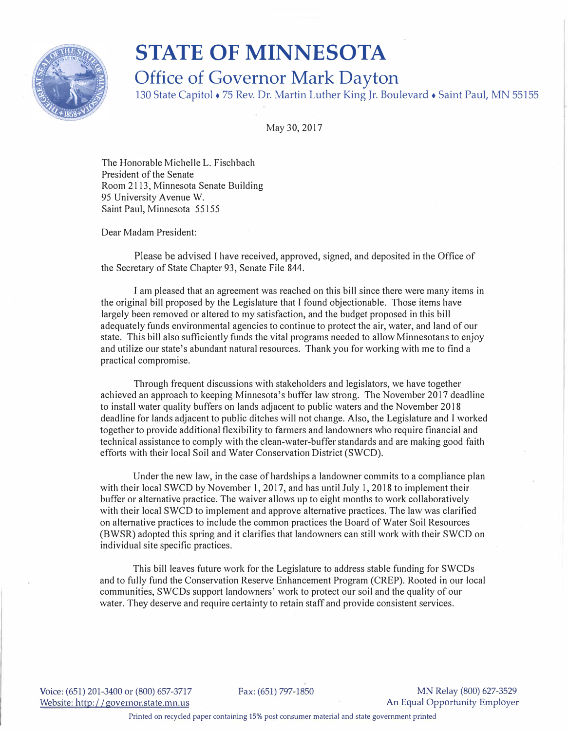# STATE OF MINNESOTA

## Office of Governor Mark Dayton

130 State Capitol ♦ 75 Rev. Dr. Martin Luther King Jr. Boulevard ♦ Saint Paul, MN 55155

May 30, 2017

The Honorable Michelle L. Fischbach
President of the Senate
Room 2113, Minnesota Senate Building
95 University Avenue W.
Saint Paul, Minnesota 55155

Dear Madam President:

Please be advised I have received, approved, signed, and deposited in the Office of the Secretary of State Chapter 93, Senate File 844.

I am pleased that an agreement was reached on this bill since there were many items in the original bill proposed by the Legislature that I found objectionable. Those items have largely been removed or altered to my satisfaction, and the budget proposed in this bill adequately funds environmental agencies to continue to protect the air, water, and land of our state. This bill also sufficiently funds the vital programs needed to allow Minnesotans to enjoy and utilize our state's abundant natural resources. Thank you for working with me to find a practical compromise.

Through frequent discussions with stakeholders and legislators, we have together achieved an approach to keeping Minnesota's buffer law strong. The November 2017 deadline to install water quality buffers on lands adjacent to public waters and the November 2018 deadline for lands adjacent to public ditches will not change. Also, the Legislature and I worked together to provide additional flexibility to farmers and landowners who require financial and technical assistance to comply with the clean-water-buffer standards and are making good faith efforts with their local Soil and Water Conservation District (SWCD).

Under the new law, in the case of hardships a landowner commits to a compliance plan with their local SWCD by November 1, 2017, and has until July 1, 2018 to implement their buffer or alternative practice. The waiver allows up to eight months to work collaboratively with their local SWCD to implement and approve alternative practices. The law was clarified on alternative practices to include the common practices the Board of Water Soil Resources (BWSR) adopted this spring and it clarifies that landowners can still work with their SWCD on individual site specific practices.

This bill leaves future work for the Legislature to address stable funding for SWCDs and to fully fund the Conservation Reserve Enhancement Program (CREP). Rooted in our local communities, SWCDs support landowners' work to protect our soil and the quality of our water. They deserve and require certainty to retain staff and provide consistent services.

Voice: (651) 201-3400 or (800) 657-3717    Fax: (651) 797-1850    MN Relay (800) 627-3529
Website: http://governor.state.mn.us    An Equal Opportunity Employer

Printed on recycled paper containing 15% post consumer material and state government printed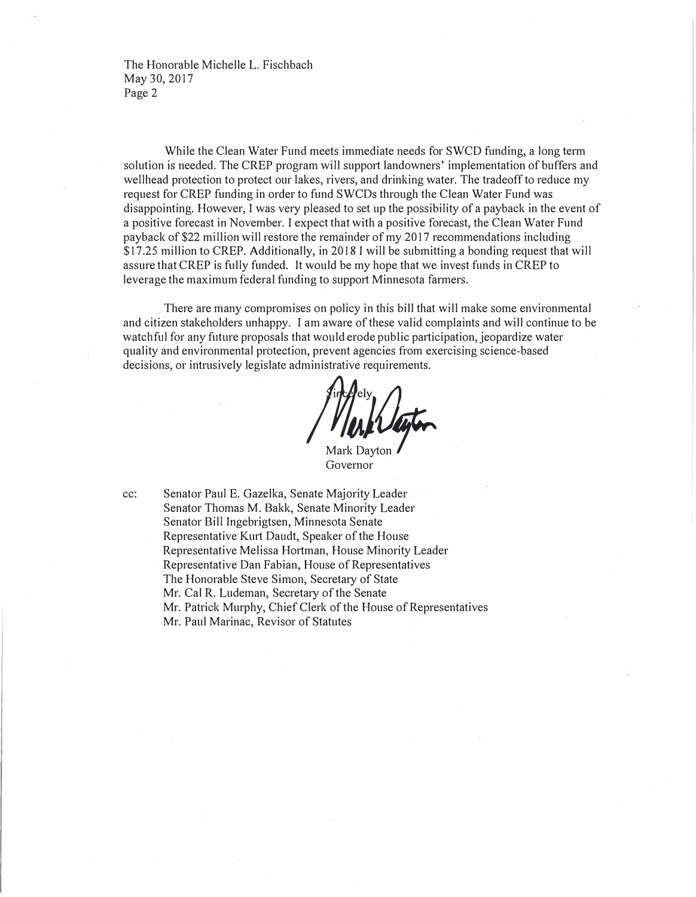The Honorable Michelle L. Fischbach
May 30, 2017
Page 2

While the Clean Water Fund meets immediate needs for SWCD funding, a long term solution is needed. The CREP program will support landowners' implementation of buffers and wellhead protection to protect our lakes, rivers, and drinking water. The tradeoff to reduce my request for CREP funding in order to fund SWCDs through the Clean Water Fund was disappointing. However, I was very pleased to set up the possibility of a payback in the event of a positive forecast in November. I expect that with a positive forecast, the Clean Water Fund payback of $22 million will restore the remainder of my 2017 recommendations including $17.25 million to CREP. Additionally, in 2018 I will be submitting a bonding request that will assure that CREP is fully funded. It would be my hope that we invest funds in CREP to leverage the maximum federal funding to support Minnesota farmers.

There are many compromises on policy in this bill that will make some environmental and citizen stakeholders unhappy. I am aware of these valid complaints and will continue to be watchful for any future proposals that would erode public participation, jeopardize water quality and environmental protection, prevent agencies from exercising science-based decisions, or intrusively legislate administrative requirements.

Sincerely,

Mark Dayton
Governor

cc: Senator Paul E. Gazelka, Senate Majority Leader
Senator Thomas M. Bakk, Senate Minority Leader
Senator Bill Ingebrigtsen, Minnesota Senate
Representative Kurt Daudt, Speaker of the House
Representative Melissa Hortman, House Minority Leader
Representative Dan Fabian, House of Representatives
The Honorable Steve Simon, Secretary of State
Mr. Cal R. Ludeman, Secretary of the Senate
Mr. Patrick Murphy, Chief Clerk of the House of Representatives
Mr. Paul Marinac, Revisor of Statutes